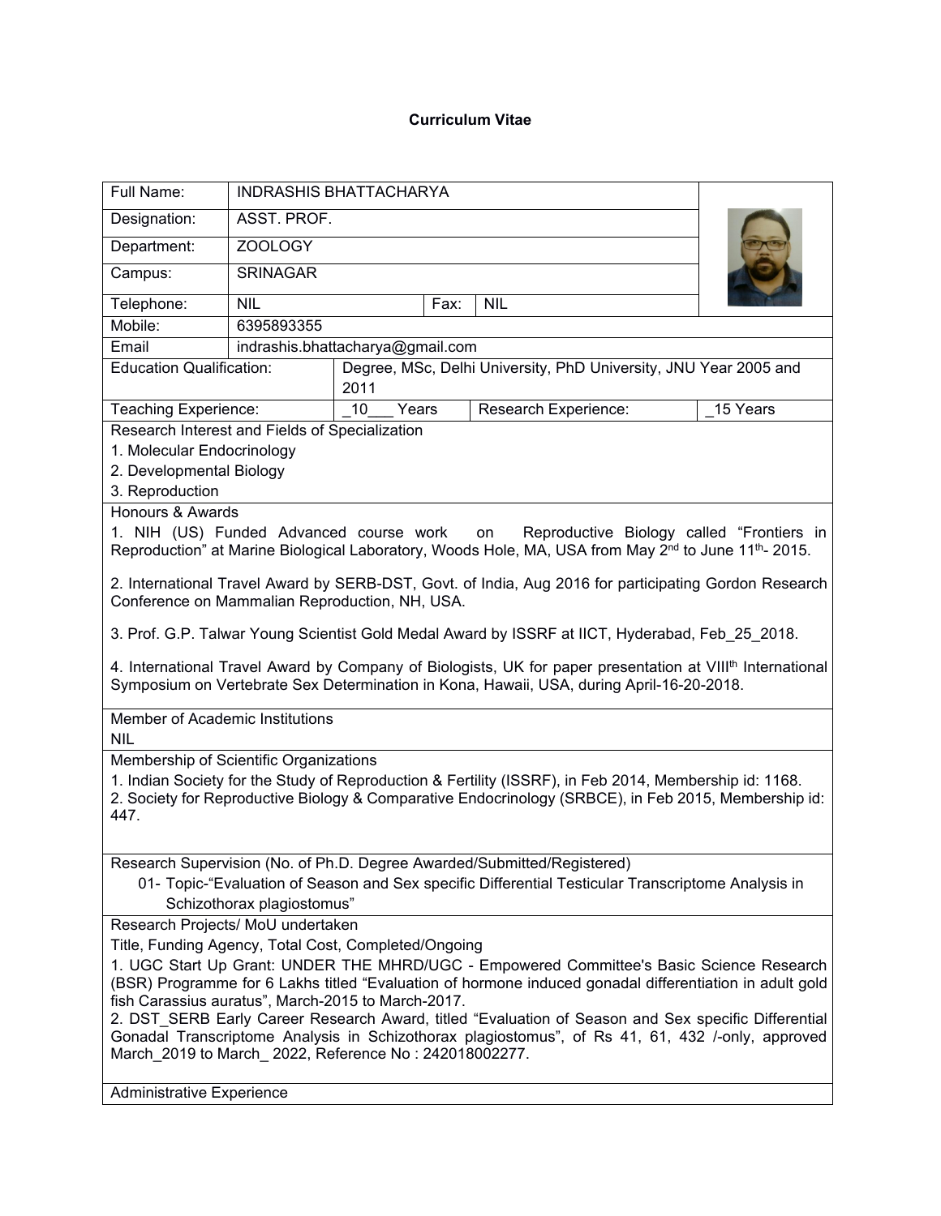**Curriculum Vitae**

| Full Name: | INDRASHIS BHATTACHARYA | | |
|---|---|---|---|
| Designation: | ASST. PROF. | | |
| Department: | ZOOLOGY | | |
| Campus: | SRINAGAR | | |
| Telephone: | NIL | Fax: | NIL |
| Mobile: | 6395893355 | | |
| Email | indrashis.bhattacharya@gmail.com | | |

| Education Qualification: | Degree, MSc, Delhi University, PhD University, JNU Year 2005 and 2011 | | |
|---|---|---|---|
| Teaching Experience: | _10___ Years | Research Experience: | _15 Years |

Research Interest and Fields of Specialization

1. Molecular Endocrinology
2. Developmental Biology
3. Reproduction

Honours & Awards

1. NIH (US) Funded Advanced course work on Reproductive Biology called "Frontiers in Reproduction" at Marine Biological Laboratory, Woods Hole, MA, USA from May 2nd to June 11th- 2015.

2. International Travel Award by SERB-DST, Govt. of India, Aug 2016 for participating Gordon Research Conference on Mammalian Reproduction, NH, USA.

3. Prof. G.P. Talwar Young Scientist Gold Medal Award by ISSRF at IICT, Hyderabad, Feb_25_2018.

4. International Travel Award by Company of Biologists, UK for paper presentation at VIIIth International Symposium on Vertebrate Sex Determination in Kona, Hawaii, USA, during April-16-20-2018.

Member of Academic Institutions

NIL

Membership of Scientific Organizations

1. Indian Society for the Study of Reproduction & Fertility (ISSRF), in Feb 2014, Membership id: 1168.
2. Society for Reproductive Biology & Comparative Endocrinology (SRBCE), in Feb 2015, Membership id: 447.

Research Supervision (No. of Ph.D. Degree Awarded/Submitted/Registered)

01- Topic-"Evaluation of Season and Sex specific Differential Testicular Transcriptome Analysis in Schizothorax plagiostomus"

Research Projects/ MoU undertaken

Title, Funding Agency, Total Cost, Completed/Ongoing

1. UGC Start Up Grant: UNDER THE MHRD/UGC - Empowered Committee's Basic Science Research (BSR) Programme for 6 Lakhs titled "Evaluation of hormone induced gonadal differentiation in adult gold fish Carassius auratus", March-2015 to March-2017.
2. DST_SERB Early Career Research Award, titled "Evaluation of Season and Sex specific Differential Gonadal Transcriptome Analysis in Schizothorax plagiostomus", of Rs 41, 61, 432 /-only, approved March_2019 to March_ 2022, Reference No : 242018002277.

Administrative Experience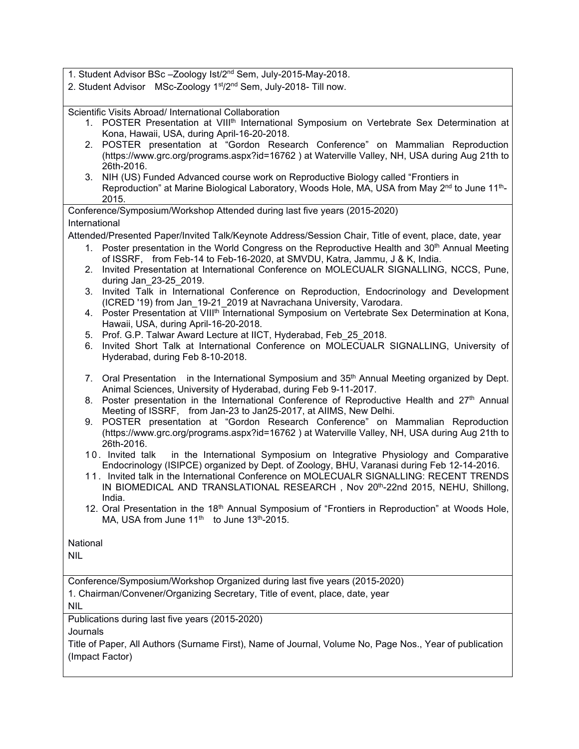1. Student Advisor BSc –Zoology Ist/2nd Sem, July-2015-May-2018.
2. Student Advisor MSc-Zoology 1st/2nd Sem, July-2018- Till now.

Scientific Visits Abroad/ International Collaboration

1. POSTER Presentation at VIIIth International Symposium on Vertebrate Sex Determination at Kona, Hawaii, USA, during April-16-20-2018.
2. POSTER presentation at "Gordon Research Conference" on Mammalian Reproduction (https://www.grc.org/programs.aspx?id=16762 ) at Waterville Valley, NH, USA during Aug 21th to 26th-2016.
3. NIH (US) Funded Advanced course work on Reproductive Biology called "Frontiers in Reproduction" at Marine Biological Laboratory, Woods Hole, MA, USA from May 2nd to June 11th-2015.

Conference/Symposium/Workshop Attended during last five years (2015-2020)

International

Attended/Presented Paper/Invited Talk/Keynote Address/Session Chair, Title of event, place, date, year

1. Poster presentation in the World Congress on the Reproductive Health and 30th Annual Meeting of ISSRF, from Feb-14 to Feb-16-2020, at SMVDU, Katra, Jammu, J & K, India.
2. Invited Presentation at International Conference on MOLECUALR SIGNALLING, NCCS, Pune, during Jan_23-25_2019.
3. Invited Talk in International Conference on Reproduction, Endocrinology and Development (ICRED '19) from Jan_19-21_2019 at Navrachana University, Varodara.
4. Poster Presentation at VIIIth International Symposium on Vertebrate Sex Determination at Kona, Hawaii, USA, during April-16-20-2018.
5. Prof. G.P. Talwar Award Lecture at IICT, Hyderabad, Feb_25_2018.
6. Invited Short Talk at International Conference on MOLECUALR SIGNALLING, University of Hyderabad, during Feb 8-10-2018.
7. Oral Presentation in the International Symposium and 35th Annual Meeting organized by Dept. Animal Sciences, University of Hyderabad, during Feb 9-11-2017.
8. Poster presentation in the International Conference of Reproductive Health and 27th Annual Meeting of ISSRF, from Jan-23 to Jan25-2017, at AIIMS, New Delhi.
9. POSTER presentation at "Gordon Research Conference" on Mammalian Reproduction (https://www.grc.org/programs.aspx?id=16762 ) at Waterville Valley, NH, USA during Aug 21th to 26th-2016.
10. Invited talk in the International Symposium on Integrative Physiology and Comparative Endocrinology (ISIPCE) organized by Dept. of Zoology, BHU, Varanasi during Feb 12-14-2016.
11. Invited talk in the International Conference on MOLECUALR SIGNALLING: RECENT TRENDS IN BIOMEDICAL AND TRANSLATIONAL RESEARCH , Nov 20th-22nd 2015, NEHU, Shillong, India.
12. Oral Presentation in the 18th Annual Symposium of "Frontiers in Reproduction" at Woods Hole, MA, USA from June 11th to June 13th-2015.

National

NIL

Conference/Symposium/Workshop Organized during last five years (2015-2020)

1. Chairman/Convener/Organizing Secretary, Title of event, place, date, year

NIL

Publications during last five years (2015-2020)

Journals

Title of Paper, All Authors (Surname First), Name of Journal, Volume No, Page Nos., Year of publication (Impact Factor)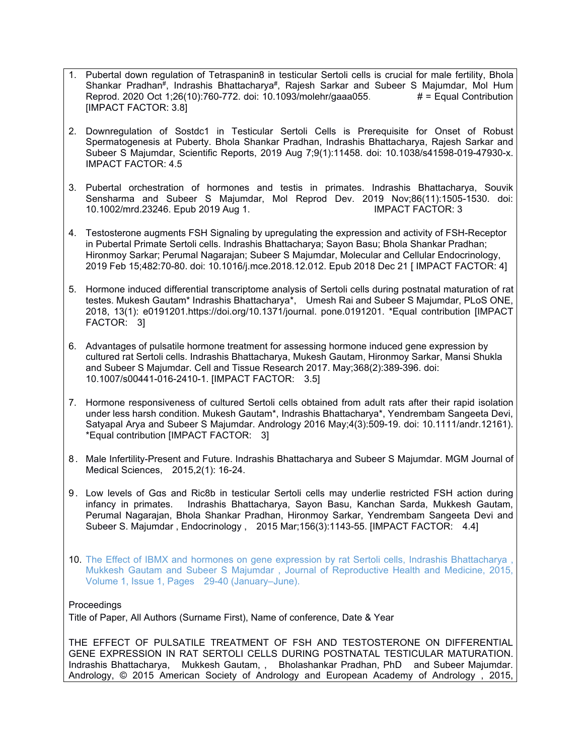1. Pubertal down regulation of Tetraspanin8 in testicular Sertoli cells is crucial for male fertility, Bhola Shankar Pradhan#, Indrashis Bhattacharya#, Rajesh Sarkar and Subeer S Majumdar, Mol Hum Reprod. 2020 Oct 1;26(10):760-772. doi: 10.1093/molehr/gaaa055. # = Equal Contribution [IMPACT FACTOR: 3.8]

2. Downregulation of Sostdc1 in Testicular Sertoli Cells is Prerequisite for Onset of Robust Spermatogenesis at Puberty. Bhola Shankar Pradhan, Indrashis Bhattacharya, Rajesh Sarkar and Subeer S Majumdar, Scientific Reports, 2019 Aug 7;9(1):11458. doi: 10.1038/s41598-019-47930-x. IMPACT FACTOR: 4.5

3. Pubertal orchestration of hormones and testis in primates. Indrashis Bhattacharya, Souvik Sensharma and Subeer S Majumdar, Mol Reprod Dev. 2019 Nov;86(11):1505-1530. doi: 10.1002/mrd.23246. Epub 2019 Aug 1. IMPACT FACTOR: 3

4. Testosterone augments FSH Signaling by upregulating the expression and activity of FSH-Receptor in Pubertal Primate Sertoli cells. Indrashis Bhattacharya; Sayon Basu; Bhola Shankar Pradhan; Hironmoy Sarkar; Perumal Nagarajan; Subeer S Majumdar, Molecular and Cellular Endocrinology, 2019 Feb 15;482:70-80. doi: 10.1016/j.mce.2018.12.012. Epub 2018 Dec 21 [ IMPACT FACTOR: 4]

5. Hormone induced differential transcriptome analysis of Sertoli cells during postnatal maturation of rat testes. Mukesh Gautam* Indrashis Bhattacharya*, Umesh Rai and Subeer S Majumdar, PLoS ONE, 2018, 13(1): e0191201.https://doi.org/10.1371/journal. pone.0191201. *Equal contribution [IMPACT FACTOR: 3]

6. Advantages of pulsatile hormone treatment for assessing hormone induced gene expression by cultured rat Sertoli cells. Indrashis Bhattacharya, Mukesh Gautam, Hironmoy Sarkar, Mansi Shukla and Subeer S Majumdar. Cell and Tissue Research 2017. May;368(2):389-396. doi: 10.1007/s00441-016-2410-1. [IMPACT FACTOR: 3.5]

7. Hormone responsiveness of cultured Sertoli cells obtained from adult rats after their rapid isolation under less harsh condition. Mukesh Gautam*, Indrashis Bhattacharya*, Yendrembam Sangeeta Devi, Satyapal Arya and Subeer S Majumdar. Andrology 2016 May;4(3):509-19. doi: 10.1111/andr.12161). *Equal contribution [IMPACT FACTOR: 3]

8. Male Infertility-Present and Future. Indrashis Bhattacharya and Subeer S Majumdar. MGM Journal of Medical Sciences, 2015,2(1): 16-24.

9. Low levels of Gαs and Ric8b in testicular Sertoli cells may underlie restricted FSH action during infancy in primates. Indrashis Bhattacharya, Sayon Basu, Kanchan Sarda, Mukkesh Gautam, Perumal Nagarajan, Bhola Shankar Pradhan, Hironmoy Sarkar, Yendrembam Sangeeta Devi and Subeer S. Majumdar , Endocrinology , 2015 Mar;156(3):1143-55. [IMPACT FACTOR: 4.4]

10. The Effect of IBMX and hormones on gene expression by rat Sertoli cells, Indrashis Bhattacharya , Mukkesh Gautam and Subeer S Majumdar , Journal of Reproductive Health and Medicine, 2015, Volume 1, Issue 1, Pages 29-40 (January–June).

Proceedings

Title of Paper, All Authors (Surname First), Name of conference, Date & Year

THE EFFECT OF PULSATILE TREATMENT OF FSH AND TESTOSTERONE ON DIFFERENTIAL GENE EXPRESSION IN RAT SERTOLI CELLS DURING POSTNATAL TESTICULAR MATURATION. Indrashis Bhattacharya, Mukkesh Gautam, , Bholashankar Pradhan, PhD and Subeer Majumdar. Andrology, © 2015 American Society of Andrology and European Academy of Andrology , 2015,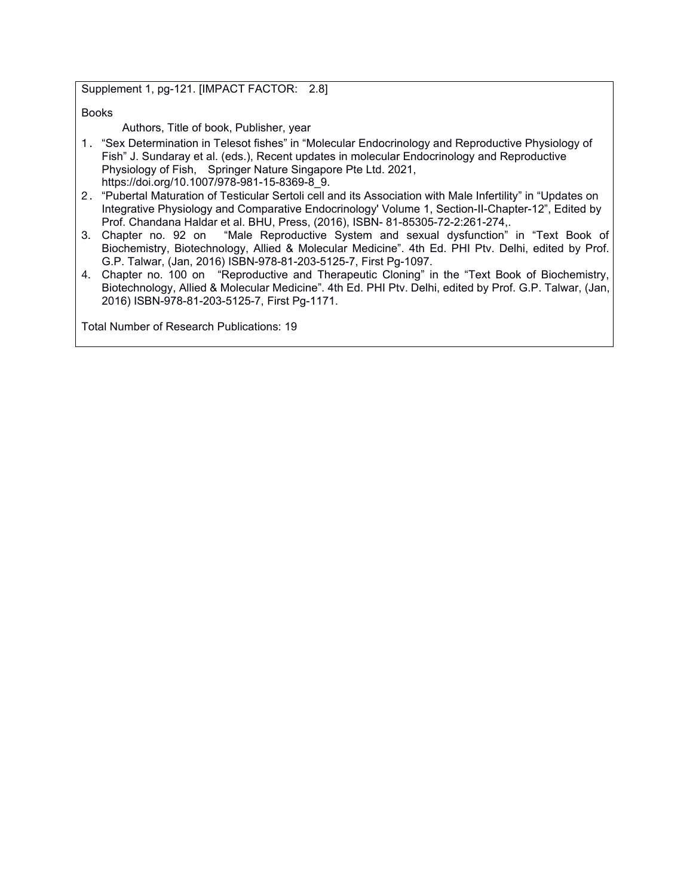Supplement 1, pg-121. [IMPACT FACTOR: 2.8]

Books

Authors, Title of book, Publisher, year

1. “Sex Determination in Telesot fishes” in “Molecular Endocrinology and Reproductive Physiology of Fish” J. Sundaray et al. (eds.), Recent updates in molecular Endocrinology and Reproductive Physiology of Fish, Springer Nature Singapore Pte Ltd. 2021, https://doi.org/10.1007/978-981-15-8369-8_9.
2. “Pubertal Maturation of Testicular Sertoli cell and its Association with Male Infertility” in “Updates on Integrative Physiology and Comparative Endocrinology' Volume 1, Section-II-Chapter-12”, Edited by Prof. Chandana Haldar et al. BHU, Press, (2016), ISBN- 81-85305-72-2:261-274,.
3. Chapter no. 92 on “Male Reproductive System and sexual dysfunction” in “Text Book of Biochemistry, Biotechnology, Allied & Molecular Medicine”. 4th Ed. PHI Ptv. Delhi, edited by Prof. G.P. Talwar, (Jan, 2016) ISBN-978-81-203-5125-7, First Pg-1097.
4. Chapter no. 100 on “Reproductive and Therapeutic Cloning” in the “Text Book of Biochemistry, Biotechnology, Allied & Molecular Medicine”. 4th Ed. PHI Ptv. Delhi, edited by Prof. G.P. Talwar, (Jan, 2016) ISBN-978-81-203-5125-7, First Pg-1171.

Total Number of Research Publications: 19